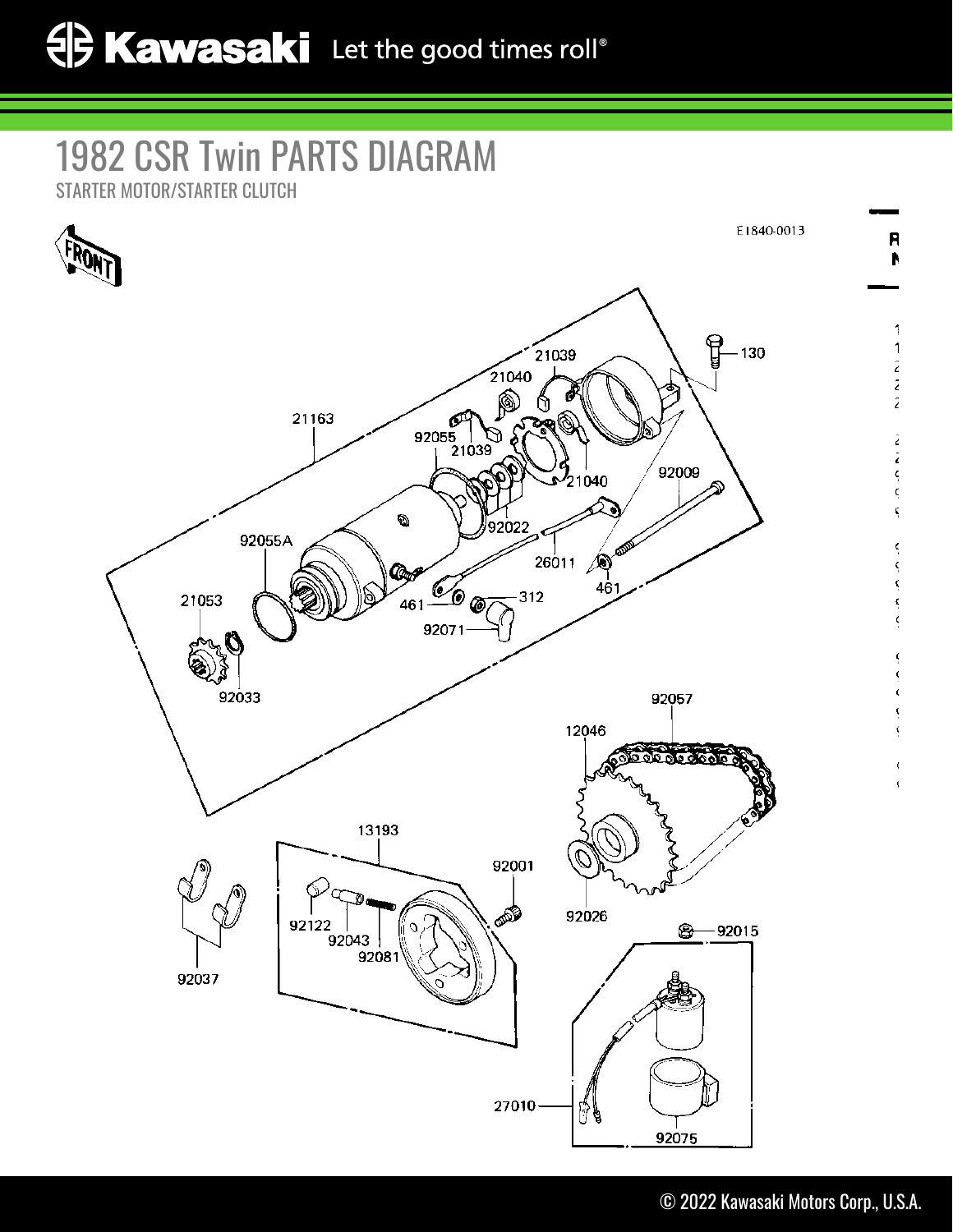# 1982 CSR Twin PARTS DIAGRAM

STARTER MOTOR/STARTER CLUTCH

E1840-0013

FRONT

130
21039
21040
21163
92055
21039
92009
21040
92022
92055A
26011
461
21053
461
312
92071
92033
92057
12046
13193
92001
92122
92043
92081
92026
92037
92015
27010
92075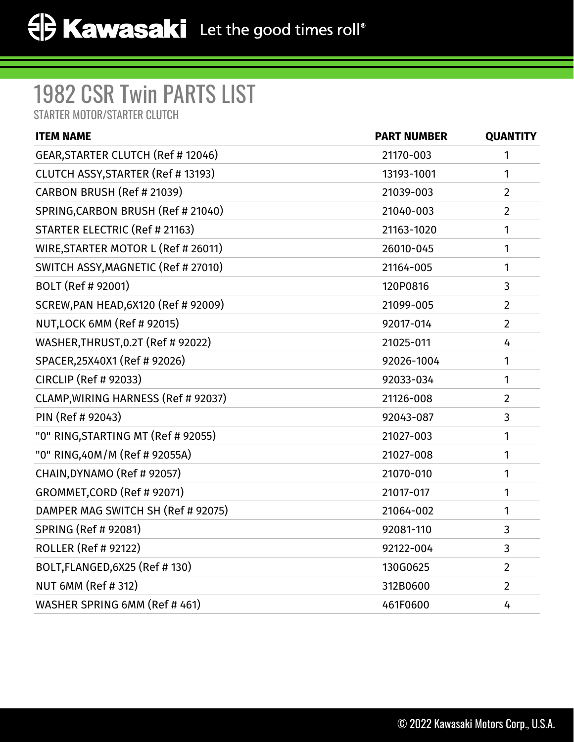# 1982 CSR Twin PARTS LIST

STARTER MOTOR/STARTER CLUTCH

| ITEM NAME | PART NUMBER | QUANTITY |
|---|---|---|
| GEAR,STARTER CLUTCH (Ref # 12046) | 21170-003 | 1 |
| CLUTCH ASSY,STARTER (Ref # 13193) | 13193-1001 | 1 |
| CARBON BRUSH (Ref # 21039) | 21039-003 | 2 |
| SPRING,CARBON BRUSH (Ref # 21040) | 21040-003 | 2 |
| STARTER ELECTRIC (Ref # 21163) | 21163-1020 | 1 |
| WIRE,STARTER MOTOR L (Ref # 26011) | 26010-045 | 1 |
| SWITCH ASSY,MAGNETIC (Ref # 27010) | 21164-005 | 1 |
| BOLT (Ref # 92001) | 120P0816 | 3 |
| SCREW,PAN HEAD,6X120 (Ref # 92009) | 21099-005 | 2 |
| NUT,LOCK 6MM (Ref # 92015) | 92017-014 | 2 |
| WASHER,THRUST,0.2T (Ref # 92022) | 21025-011 | 4 |
| SPACER,25X40X1 (Ref # 92026) | 92026-1004 | 1 |
| CIRCLIP (Ref # 92033) | 92033-034 | 1 |
| CLAMP,WIRING HARNESS (Ref # 92037) | 21126-008 | 2 |
| PIN (Ref # 92043) | 92043-087 | 3 |
| "0" RING,STARTING MT (Ref # 92055) | 21027-003 | 1 |
| "0" RING,40M/M (Ref # 92055A) | 21027-008 | 1 |
| CHAIN,DYNAMO (Ref # 92057) | 21070-010 | 1 |
| GROMMET,CORD (Ref # 92071) | 21017-017 | 1 |
| DAMPER MAG SWITCH SH (Ref # 92075) | 21064-002 | 1 |
| SPRING (Ref # 92081) | 92081-110 | 3 |
| ROLLER (Ref # 92122) | 92122-004 | 3 |
| BOLT,FLANGED,6X25 (Ref # 130) | 130G0625 | 2 |
| NUT 6MM (Ref # 312) | 312B0600 | 2 |
| WASHER SPRING 6MM (Ref # 461) | 461F0600 | 4 |